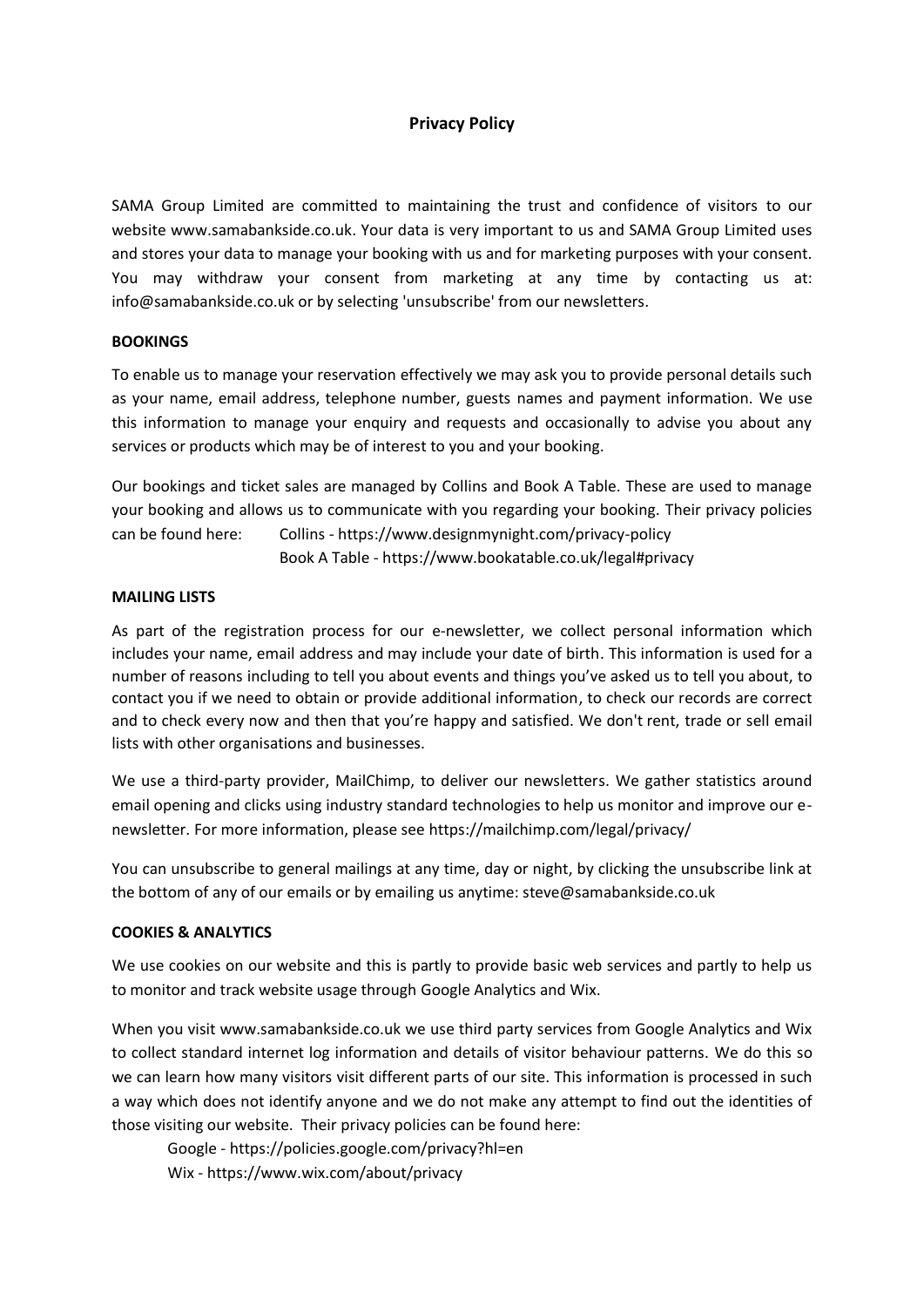# Privacy Policy

SAMA Group Limited are committed to maintaining the trust and confidence of visitors to our website www.samabankside.co.uk. Your data is very important to us and SAMA Group Limited uses and stores your data to manage your booking with us and for marketing purposes with your consent. You may withdraw your consent from marketing at any time by contacting us at: info@samabankside.co.uk or by selecting 'unsubscribe' from our newsletters.

**BOOKINGS**

To enable us to manage your reservation effectively we may ask you to provide personal details such as your name, email address, telephone number, guests names and payment information. We use this information to manage your enquiry and requests and occasionally to advise you about any services or products which may be of interest to you and your booking.

Our bookings and ticket sales are managed by Collins and Book A Table. These are used to manage your booking and allows us to communicate with you regarding your booking. Their privacy policies can be found here: Collins - https://www.designmynight.com/privacy-policy
Book A Table - https://www.bookatable.co.uk/legal#privacy

**MAILING LISTS**

As part of the registration process for our e-newsletter, we collect personal information which includes your name, email address and may include your date of birth. This information is used for a number of reasons including to tell you about events and things you've asked us to tell you about, to contact you if we need to obtain or provide additional information, to check our records are correct and to check every now and then that you're happy and satisfied. We don't rent, trade or sell email lists with other organisations and businesses.

We use a third-party provider, MailChimp, to deliver our newsletters. We gather statistics around email opening and clicks using industry standard technologies to help us monitor and improve our e-newsletter. For more information, please see https://mailchimp.com/legal/privacy/

You can unsubscribe to general mailings at any time, day or night, by clicking the unsubscribe link at the bottom of any of our emails or by emailing us anytime: steve@samabankside.co.uk

**COOKIES & ANALYTICS**

We use cookies on our website and this is partly to provide basic web services and partly to help us to monitor and track website usage through Google Analytics and Wix.

When you visit www.samabankside.co.uk we use third party services from Google Analytics and Wix to collect standard internet log information and details of visitor behaviour patterns. We do this so we can learn how many visitors visit different parts of our site. This information is processed in such a way which does not identify anyone and we do not make any attempt to find out the identities of those visiting our website. Their privacy policies can be found here:

Google - https://policies.google.com/privacy?hl=en
Wix - https://www.wix.com/about/privacy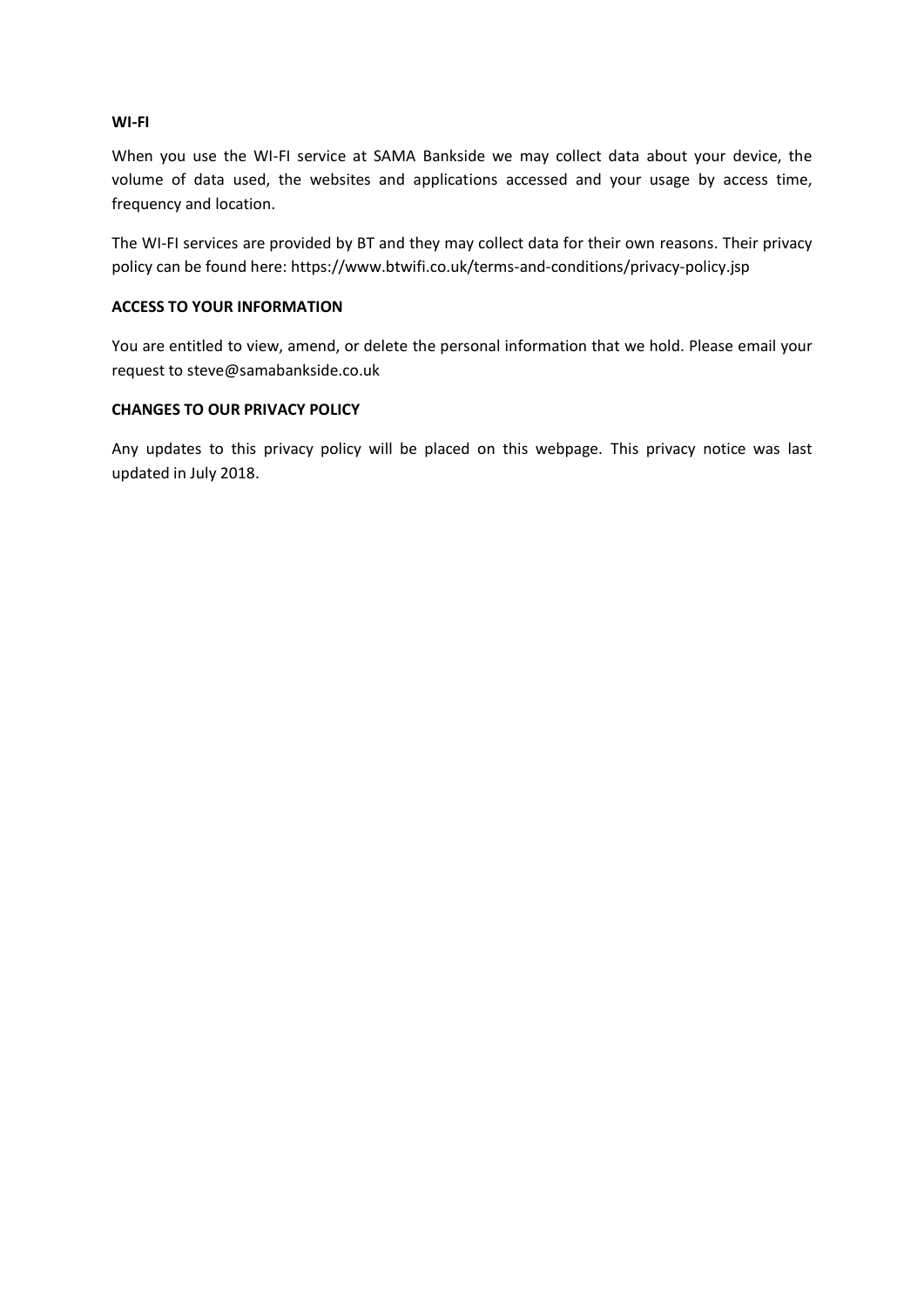**WI-FI**

When you use the WI-FI service at SAMA Bankside we may collect data about your device, the volume of data used, the websites and applications accessed and your usage by access time, frequency and location.

The WI-FI services are provided by BT and they may collect data for their own reasons. Their privacy policy can be found here: https://www.btwifi.co.uk/terms-and-conditions/privacy-policy.jsp

**ACCESS TO YOUR INFORMATION**

You are entitled to view, amend, or delete the personal information that we hold. Please email your request to steve@samabankside.co.uk

**CHANGES TO OUR PRIVACY POLICY**

Any updates to this privacy policy will be placed on this webpage. This privacy notice was last updated in July 2018.